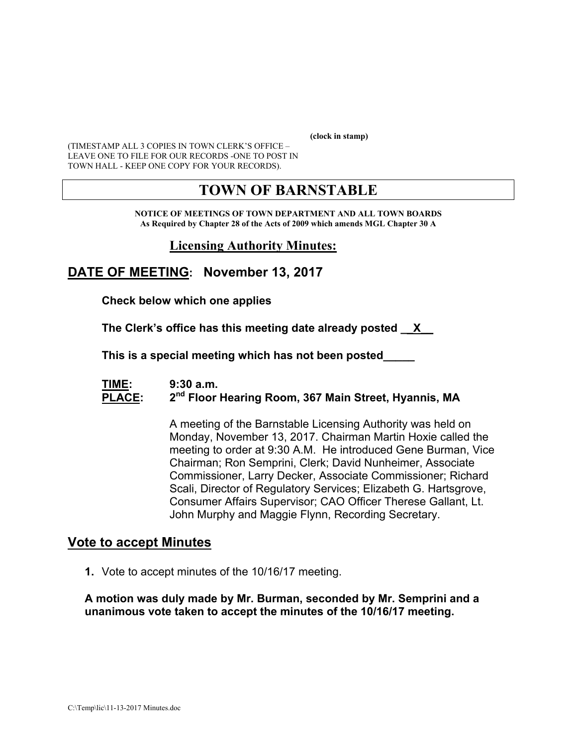**(clock in stamp)**

(TIMESTAMP ALL 3 COPIES IN TOWN CLERK'S OFFICE – LEAVE ONE TO FILE FOR OUR RECORDS -ONE TO POST IN TOWN HALL - KEEP ONE COPY FOR YOUR RECORDS).

# TOWN OF BARNSTABLE

**NOTICE OF MEETINGS OF TOWN DEPARTMENT AND ALL TOWN BOARDS**
**As Required by Chapter 28 of the Acts of 2009 which amends MGL Chapter 30 A**

## Licensing Authority Minutes:

## DATE OF MEETING: November 13, 2017

**Check below which one applies**

**The Clerk's office has this meeting date already posted \_\_X\_\_**

**This is a special meeting which has not been posted\_\_\_\_\_**

**TIME:** **9:30 a.m.**
**PLACE:** **2nd Floor Hearing Room, 367 Main Street, Hyannis, MA**

A meeting of the Barnstable Licensing Authority was held on Monday, November 13, 2017. Chairman Martin Hoxie called the meeting to order at 9:30 A.M. He introduced Gene Burman, Vice Chairman; Ron Semprini, Clerk; David Nunheimer, Associate Commissioner, Larry Decker, Associate Commissioner; Richard Scali, Director of Regulatory Services; Elizabeth G. Hartsgrove, Consumer Affairs Supervisor; CAO Officer Therese Gallant, Lt. John Murphy and Maggie Flynn, Recording Secretary.

## Vote to accept Minutes

1. Vote to accept minutes of the 10/16/17 meeting.

**A motion was duly made by Mr. Burman, seconded by Mr. Semprini and a unanimous vote taken to accept the minutes of the 10/16/17 meeting.**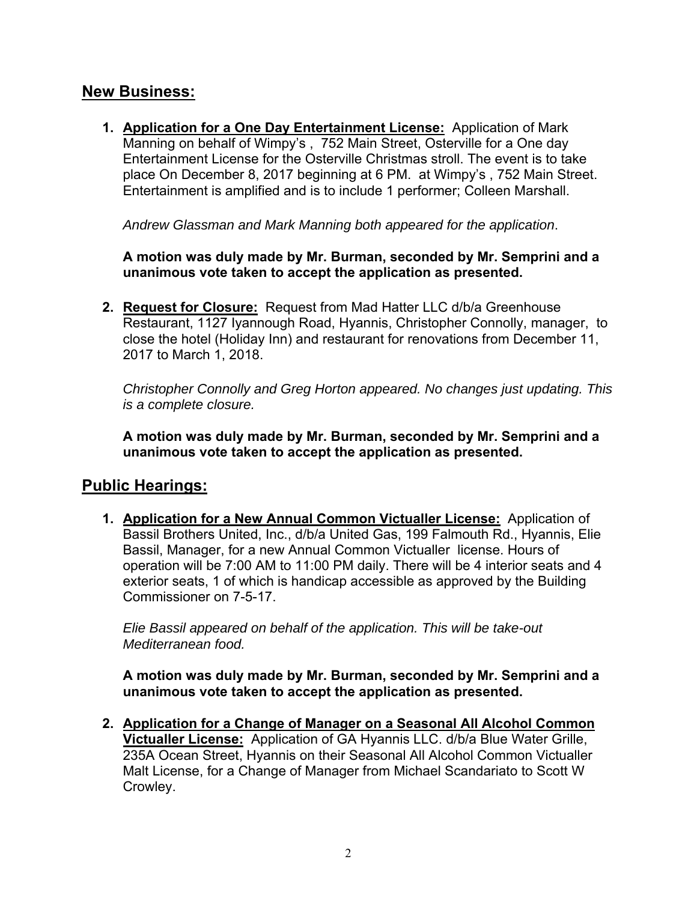## New Business:

1. **Application for a One Day Entertainment License:** Application of Mark Manning on behalf of Wimpy's , 752 Main Street, Osterville for a One day Entertainment License for the Osterville Christmas stroll. The event is to take place On December 8, 2017 beginning at 6 PM. at Wimpy's , 752 Main Street. Entertainment is amplified and is to include 1 performer; Colleen Marshall.

   *Andrew Glassman and Mark Manning both appeared for the application*.

   **A motion was duly made by Mr. Burman, seconded by Mr. Semprini and a unanimous vote taken to accept the application as presented.**

2. **Request for Closure:** Request from Mad Hatter LLC d/b/a Greenhouse Restaurant, 1127 Iyannough Road, Hyannis, Christopher Connolly, manager, to close the hotel (Holiday Inn) and restaurant for renovations from December 11, 2017 to March 1, 2018.

   *Christopher Connolly and Greg Horton appeared. No changes just updating. This is a complete closure.*

   **A motion was duly made by Mr. Burman, seconded by Mr. Semprini and a unanimous vote taken to accept the application as presented.**

## Public Hearings:

1. **Application for a New Annual Common Victualler License:** Application of Bassil Brothers United, Inc., d/b/a United Gas, 199 Falmouth Rd., Hyannis, Elie Bassil, Manager, for a new Annual Common Victualler license. Hours of operation will be 7:00 AM to 11:00 PM daily. There will be 4 interior seats and 4 exterior seats, 1 of which is handicap accessible as approved by the Building Commissioner on 7-5-17.

   *Elie Bassil appeared on behalf of the application. This will be take-out Mediterranean food.*

   **A motion was duly made by Mr. Burman, seconded by Mr. Semprini and a unanimous vote taken to accept the application as presented.**

2. **Application for a Change of Manager on a Seasonal All Alcohol Common Victualler License:** Application of GA Hyannis LLC. d/b/a Blue Water Grille, 235A Ocean Street, Hyannis on their Seasonal All Alcohol Common Victualler Malt License, for a Change of Manager from Michael Scandariato to Scott W Crowley.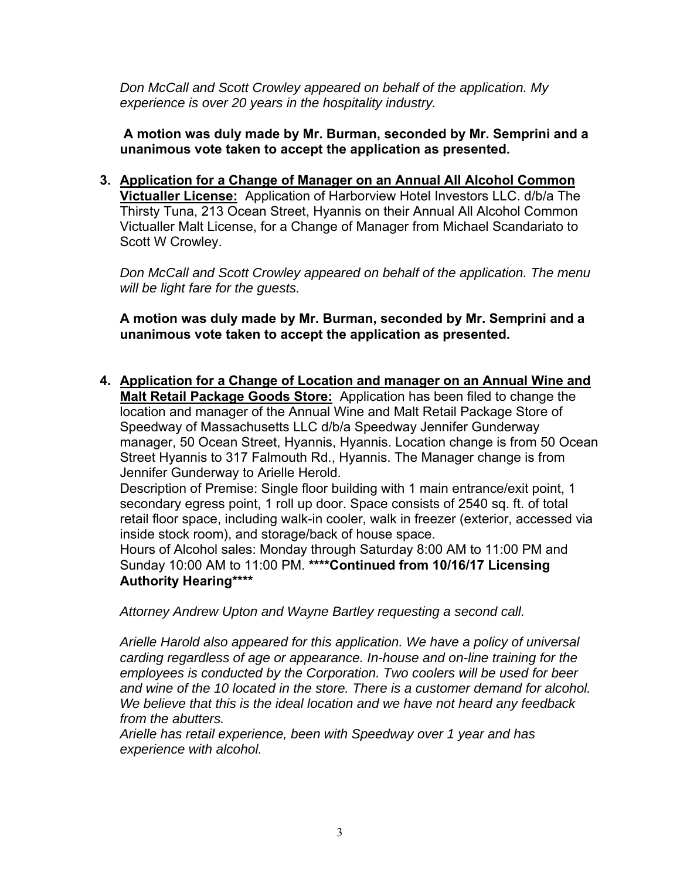*Don McCall and Scott Crowley appeared on behalf of the application. My experience is over 20 years in the hospitality industry.*

**A motion was duly made by Mr. Burman, seconded by Mr. Semprini and a unanimous vote taken to accept the application as presented.**

3. **Application for a Change of Manager on an Annual All Alcohol Common Victualler License:** Application of Harborview Hotel Investors LLC. d/b/a The Thirsty Tuna, 213 Ocean Street, Hyannis on their Annual All Alcohol Common Victualler Malt License, for a Change of Manager from Michael Scandariato to Scott W Crowley.

   *Don McCall and Scott Crowley appeared on behalf of the application. The menu will be light fare for the guests.*

   **A motion was duly made by Mr. Burman, seconded by Mr. Semprini and a unanimous vote taken to accept the application as presented.**

4. **Application for a Change of Location and manager on an Annual Wine and Malt Retail Package Goods Store:** Application has been filed to change the location and manager of the Annual Wine and Malt Retail Package Store of Speedway of Massachusetts LLC d/b/a Speedway Jennifer Gunderway manager, 50 Ocean Street, Hyannis, Hyannis. Location change is from 50 Ocean Street Hyannis to 317 Falmouth Rd., Hyannis. The Manager change is from Jennifer Gunderway to Arielle Herold.
   Description of Premise: Single floor building with 1 main entrance/exit point, 1 secondary egress point, 1 roll up door. Space consists of 2540 sq. ft. of total retail floor space, including walk-in cooler, walk in freezer (exterior, accessed via inside stock room), and storage/back of house space.
   Hours of Alcohol sales: Monday through Saturday 8:00 AM to 11:00 PM and Sunday 10:00 AM to 11:00 PM. **\*\*\*\*Continued from 10/16/17 Licensing Authority Hearing\*\*\*\***

   *Attorney Andrew Upton and Wayne Bartley requesting a second call.*

   *Arielle Harold also appeared for this application. We have a policy of universal carding regardless of age or appearance. In-house and on-line training for the employees is conducted by the Corporation. Two coolers will be used for beer and wine of the 10 located in the store. There is a customer demand for alcohol. We believe that this is the ideal location and we have not heard any feedback from the abutters.*
   *Arielle has retail experience, been with Speedway over 1 year and has experience with alcohol.*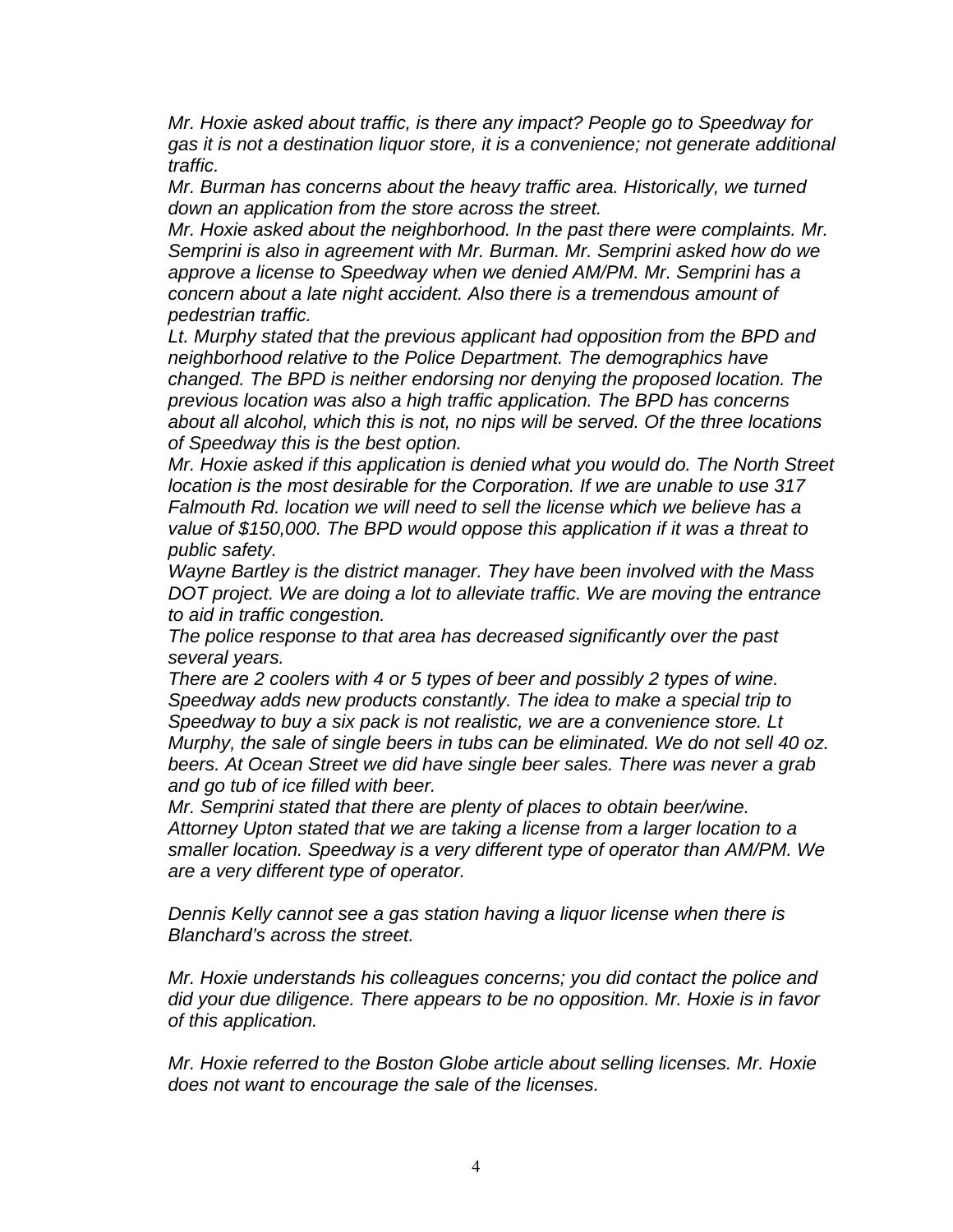*Mr. Hoxie asked about traffic, is there any impact? People go to Speedway for gas it is not a destination liquor store, it is a convenience; not generate additional traffic.*
*Mr. Burman has concerns about the heavy traffic area. Historically, we turned down an application from the store across the street.*
*Mr. Hoxie asked about the neighborhood. In the past there were complaints. Mr. Semprini is also in agreement with Mr. Burman. Mr. Semprini asked how do we approve a license to Speedway when we denied AM/PM. Mr. Semprini has a concern about a late night accident. Also there is a tremendous amount of pedestrian traffic.*
*Lt. Murphy stated that the previous applicant had opposition from the BPD and neighborhood relative to the Police Department. The demographics have changed. The BPD is neither endorsing nor denying the proposed location. The previous location was also a high traffic application. The BPD has concerns about all alcohol, which this is not, no nips will be served. Of the three locations of Speedway this is the best option.*
*Mr. Hoxie asked if this application is denied what you would do. The North Street location is the most desirable for the Corporation. If we are unable to use 317 Falmouth Rd. location we will need to sell the license which we believe has a value of $150,000. The BPD would oppose this application if it was a threat to public safety.*
*Wayne Bartley is the district manager. They have been involved with the Mass DOT project. We are doing a lot to alleviate traffic. We are moving the entrance to aid in traffic congestion.*
*The police response to that area has decreased significantly over the past several years.*
*There are 2 coolers with 4 or 5 types of beer and possibly 2 types of wine. Speedway adds new products constantly. The idea to make a special trip to Speedway to buy a six pack is not realistic, we are a convenience store. Lt Murphy, the sale of single beers in tubs can be eliminated. We do not sell 40 oz. beers. At Ocean Street we did have single beer sales. There was never a grab and go tub of ice filled with beer.*
*Mr. Semprini stated that there are plenty of places to obtain beer/wine.*
*Attorney Upton stated that we are taking a license from a larger location to a smaller location. Speedway is a very different type of operator than AM/PM. We are a very different type of operator.*

*Dennis Kelly cannot see a gas station having a liquor license when there is Blanchard's across the street.*

*Mr. Hoxie understands his colleagues concerns; you did contact the police and did your due diligence. There appears to be no opposition. Mr. Hoxie is in favor of this application.*

*Mr. Hoxie referred to the Boston Globe article about selling licenses. Mr. Hoxie does not want to encourage the sale of the licenses.*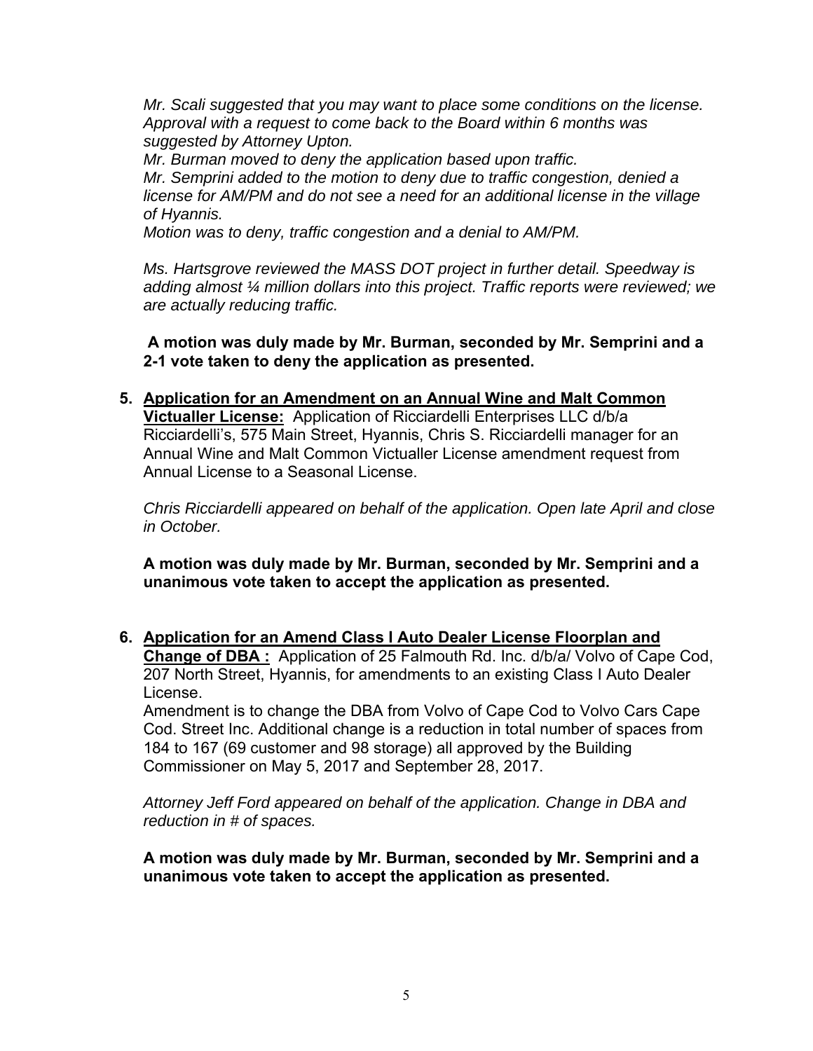*Mr. Scali suggested that you may want to place some conditions on the license. Approval with a request to come back to the Board within 6 months was suggested by Attorney Upton.*
*Mr. Burman moved to deny the application based upon traffic.*
*Mr. Semprini added to the motion to deny due to traffic congestion, denied a license for AM/PM and do not see a need for an additional license in the village of Hyannis.*
*Motion was to deny, traffic congestion and a denial to AM/PM.*

*Ms. Hartsgrove reviewed the MASS DOT project in further detail. Speedway is adding almost ¼ million dollars into this project. Traffic reports were reviewed; we are actually reducing traffic.*

**A motion was duly made by Mr. Burman, seconded by Mr. Semprini and a 2-1 vote taken to deny the application as presented.**

5. <u>**Application for an Amendment on an Annual Wine and Malt Common Victualler License:**</u> Application of Ricciardelli Enterprises LLC d/b/a Ricciardelli's, 575 Main Street, Hyannis, Chris S. Ricciardelli manager for an Annual Wine and Malt Common Victualler License amendment request from Annual License to a Seasonal License.

   *Chris Ricciardelli appeared on behalf of the application. Open late April and close in October.*

   **A motion was duly made by Mr. Burman, seconded by Mr. Semprini and a unanimous vote taken to accept the application as presented.**

6. <u>**Application for an Amend Class I Auto Dealer License Floorplan and Change of DBA :**</u> Application of 25 Falmouth Rd. Inc. d/b/a/ Volvo of Cape Cod, 207 North Street, Hyannis, for amendments to an existing Class I Auto Dealer License.
   Amendment is to change the DBA from Volvo of Cape Cod to Volvo Cars Cape Cod. Street Inc. Additional change is a reduction in total number of spaces from 184 to 167 (69 customer and 98 storage) all approved by the Building Commissioner on May 5, 2017 and September 28, 2017.

   *Attorney Jeff Ford appeared on behalf of the application. Change in DBA and reduction in # of spaces.*

   **A motion was duly made by Mr. Burman, seconded by Mr. Semprini and a unanimous vote taken to accept the application as presented.**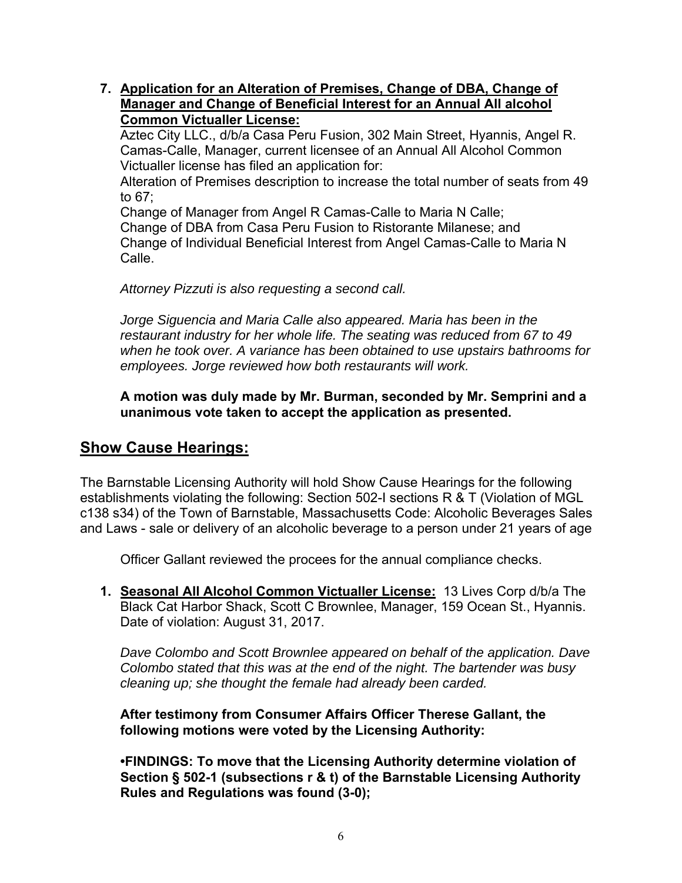7. **Application for an Alteration of Premises, Change of DBA, Change of Manager and Change of Beneficial Interest for an Annual All alcohol Common Victualler License:**

   Aztec City LLC., d/b/a Casa Peru Fusion, 302 Main Street, Hyannis, Angel R. Camas-Calle, Manager, current licensee of an Annual All Alcohol Common Victualler license has filed an application for:

   Alteration of Premises description to increase the total number of seats from 49 to 67;

   Change of Manager from Angel R Camas-Calle to Maria N Calle;

   Change of DBA from Casa Peru Fusion to Ristorante Milanese; and

   Change of Individual Beneficial Interest from Angel Camas-Calle to Maria N Calle.

   *Attorney Pizzuti is also requesting a second call.*

   *Jorge Siguencia and Maria Calle also appeared. Maria has been in the restaurant industry for her whole life. The seating was reduced from 67 to 49 when he took over. A variance has been obtained to use upstairs bathrooms for employees. Jorge reviewed how both restaurants will work.*

   **A motion was duly made by Mr. Burman, seconded by Mr. Semprini and a unanimous vote taken to accept the application as presented.**

## Show Cause Hearings:

The Barnstable Licensing Authority will hold Show Cause Hearings for the following establishments violating the following: Section 502-I sections R & T (Violation of MGL c138 s34) of the Town of Barnstable, Massachusetts Code: Alcoholic Beverages Sales and Laws - sale or delivery of an alcoholic beverage to a person under 21 years of age

Officer Gallant reviewed the procees for the annual compliance checks.

1. **Seasonal All Alcohol Common Victualler License:** 13 Lives Corp d/b/a The Black Cat Harbor Shack, Scott C Brownlee, Manager, 159 Ocean St., Hyannis. Date of violation: August 31, 2017.

   *Dave Colombo and Scott Brownlee appeared on behalf of the application. Dave Colombo stated that this was at the end of the night. The bartender was busy cleaning up; she thought the female had already been carded.*

   **After testimony from Consumer Affairs Officer Therese Gallant, the following motions were voted by the Licensing Authority:**

   **•FINDINGS: To move that the Licensing Authority determine violation of Section § 502-1 (subsections r & t) of the Barnstable Licensing Authority Rules and Regulations was found (3-0);**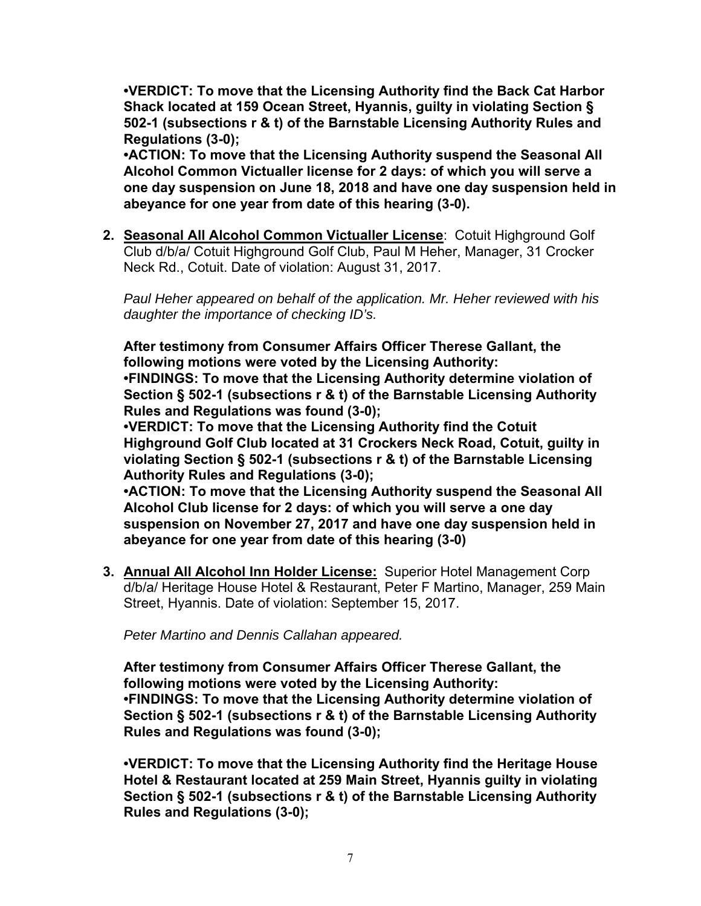**•VERDICT: To move that the Licensing Authority find the Back Cat Harbor Shack located at 159 Ocean Street, Hyannis, guilty in violating Section § 502-1 (subsections r & t) of the Barnstable Licensing Authority Rules and Regulations (3-0);**
**•ACTION: To move that the Licensing Authority suspend the Seasonal All Alcohol Common Victualler license for 2 days: of which you will serve a one day suspension on June 18, 2018 and have one day suspension held in abeyance for one year from date of this hearing (3-0).**

2. **Seasonal All Alcohol Common Victualler License**: Cotuit Highground Golf Club d/b/a/ Cotuit Highground Golf Club, Paul M Heher, Manager, 31 Crocker Neck Rd., Cotuit. Date of violation: August 31, 2017.

   *Paul Heher appeared on behalf of the application. Mr. Heher reviewed with his daughter the importance of checking ID's.*

   **After testimony from Consumer Affairs Officer Therese Gallant, the following motions were voted by the Licensing Authority:**
   **•FINDINGS: To move that the Licensing Authority determine violation of Section § 502-1 (subsections r & t) of the Barnstable Licensing Authority Rules and Regulations was found (3-0);**
   **•VERDICT: To move that the Licensing Authority find the Cotuit Highground Golf Club located at 31 Crockers Neck Road, Cotuit, guilty in violating Section § 502-1 (subsections r & t) of the Barnstable Licensing Authority Rules and Regulations (3-0);**
   **•ACTION: To move that the Licensing Authority suspend the Seasonal All Alcohol Club license for 2 days: of which you will serve a one day suspension on November 27, 2017 and have one day suspension held in abeyance for one year from date of this hearing (3-0)**

3. **Annual All Alcohol Inn Holder License:** Superior Hotel Management Corp d/b/a/ Heritage House Hotel & Restaurant, Peter F Martino, Manager, 259 Main Street, Hyannis. Date of violation: September 15, 2017.

   *Peter Martino and Dennis Callahan appeared.*

   **After testimony from Consumer Affairs Officer Therese Gallant, the following motions were voted by the Licensing Authority:**
   **•FINDINGS: To move that the Licensing Authority determine violation of Section § 502-1 (subsections r & t) of the Barnstable Licensing Authority Rules and Regulations was found (3-0);**

   **•VERDICT: To move that the Licensing Authority find the Heritage House Hotel & Restaurant located at 259 Main Street, Hyannis guilty in violating Section § 502-1 (subsections r & t) of the Barnstable Licensing Authority Rules and Regulations (3-0);**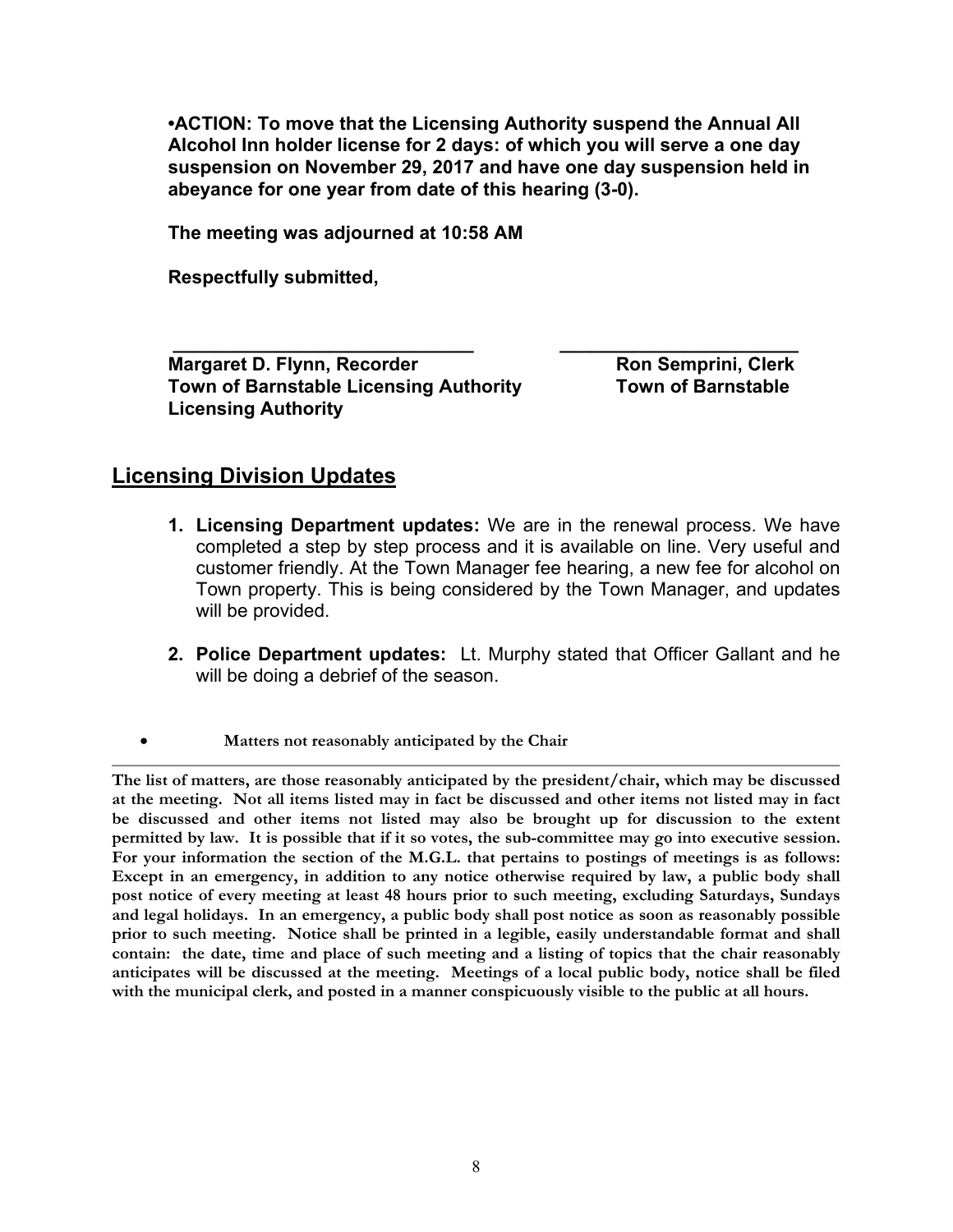**•ACTION: To move that the Licensing Authority suspend the Annual All Alcohol Inn holder license for 2 days: of which you will serve a one day suspension on November 29, 2017 and have one day suspension held in abeyance for one year from date of this hearing (3-0).**

**The meeting was adjourned at 10:58 AM**

**Respectfully submitted,**

**\_\_\_\_\_\_\_\_\_\_\_\_\_\_\_\_\_\_\_\_\_\_\_\_\_\_\_\_\_\_\_\_**
**Margaret D. Flynn, Recorder**
**Town of Barnstable Licensing Authority**
**Licensing Authority**

**\_\_\_\_\_\_\_\_\_\_\_\_\_\_\_\_\_\_\_\_\_\_\_\_\_\_**
**Ron Semprini, Clerk**
**Town of Barnstable**

## Licensing Division Updates

1. **Licensing Department updates:** We are in the renewal process. We have completed a step by step process and it is available on line. Very useful and customer friendly. At the Town Manager fee hearing, a new fee for alcohol on Town property. This is being considered by the Town Manager, and updates will be provided.

2. **Police Department updates:** Lt. Murphy stated that Officer Gallant and he will be doing a debrief of the season.

- **Matters not reasonably anticipated by the Chair**

---

**The list of matters, are those reasonably anticipated by the president/chair, which may be discussed at the meeting. Not all items listed may in fact be discussed and other items not listed may in fact be discussed and other items not listed may also be brought up for discussion to the extent permitted by law. It is possible that if it so votes, the sub-committee may go into executive session. For your information the section of the M.G.L. that pertains to postings of meetings is as follows: Except in an emergency, in addition to any notice otherwise required by law, a public body shall post notice of every meeting at least 48 hours prior to such meeting, excluding Saturdays, Sundays and legal holidays. In an emergency, a public body shall post notice as soon as reasonably possible prior to such meeting. Notice shall be printed in a legible, easily understandable format and shall contain: the date, time and place of such meeting and a listing of topics that the chair reasonably anticipates will be discussed at the meeting. Meetings of a local public body, notice shall be filed with the municipal clerk, and posted in a manner conspicuously visible to the public at all hours.**